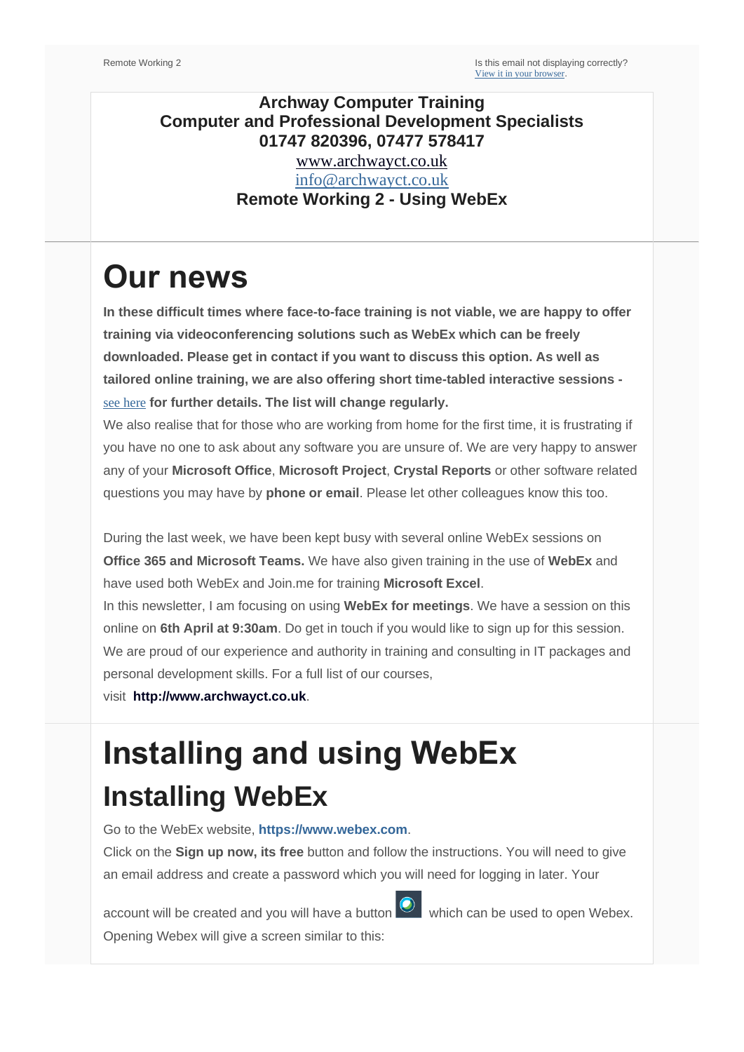Remote Working 2

Is this email not displaying correctly?
View it in your browser.

**Archway Computer Training**
**Computer and Professional Development Specialists**
**01747 820396, 07477 578417**
www.archwayct.co.uk
info@archwayct.co.uk
**Remote Working 2 - Using WebEx**

# Our news

**In these difficult times where face-to-face training is not viable, we are happy to offer training via videoconferencing solutions such as WebEx which can be freely downloaded. Please get in contact if you want to discuss this option. As well as tailored online training, we are also offering short time-tabled interactive sessions -** see here **for further details. The list will change regularly.**

We also realise that for those who are working from home for the first time, it is frustrating if you have no one to ask about any software you are unsure of. We are very happy to answer any of your **Microsoft Office**, **Microsoft Project**, **Crystal Reports** or other software related questions you may have by **phone or email**. Please let other colleagues know this too.

During the last week, we have been kept busy with several online WebEx sessions on **Office 365 and Microsoft Teams.** We have also given training in the use of **WebEx** and have used both WebEx and Join.me for training **Microsoft Excel**.

In this newsletter, I am focusing on using **WebEx for meetings**. We have a session on this online on **6th April at 9:30am**. Do get in touch if you would like to sign up for this session.

We are proud of our experience and authority in training and consulting in IT packages and personal development skills. For a full list of our courses, visit **http://www.archwayct.co.uk**.

# Installing and using WebEx

## Installing WebEx

Go to the WebEx website, **https://www.webex.com**.

Click on the **Sign up now, its free** button and follow the instructions. You will need to give an email address and create a password which you will need for logging in later. Your account will be created and you will have a button which can be used to open Webex. Opening Webex will give a screen similar to this: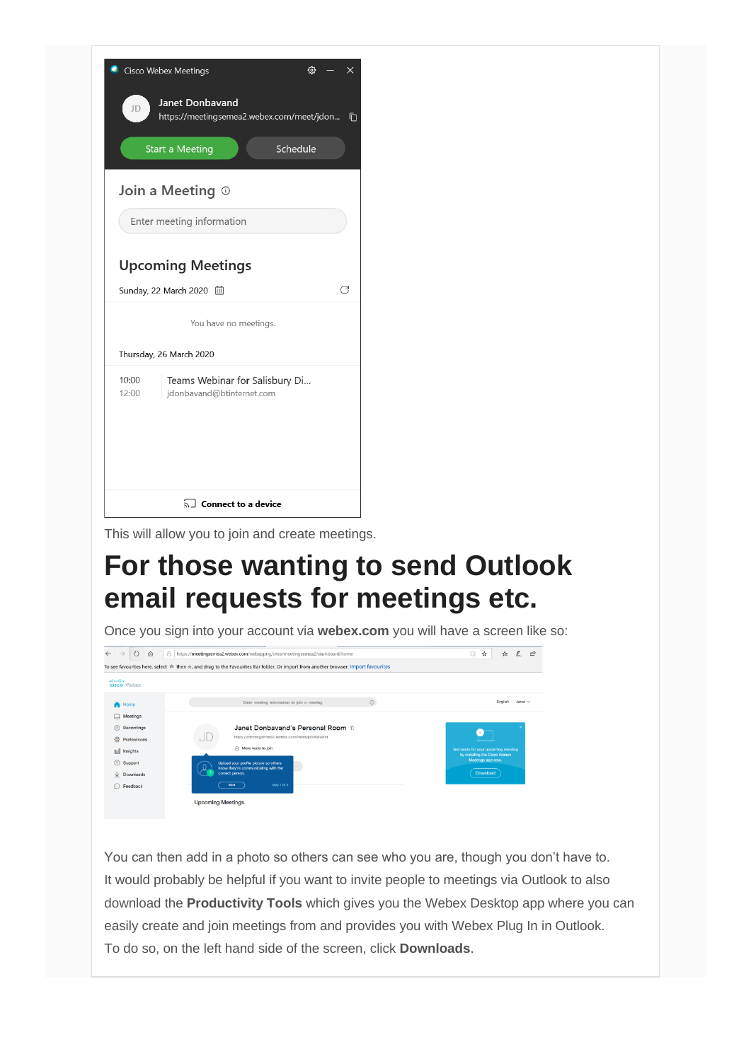This will allow you to join and create meetings.

# For those wanting to send Outlook email requests for meetings etc.

Once you sign into your account via **webex.com** you will have a screen like so:

You can then add in a photo so others can see who you are, though you don't have to.
It would probably be helpful if you want to invite people to meetings via Outlook to also download the **Productivity Tools** which gives you the Webex Desktop app where you can easily create and join meetings from and provides you with Webex Plug In in Outlook.
To do so, on the left hand side of the screen, click **Downloads**.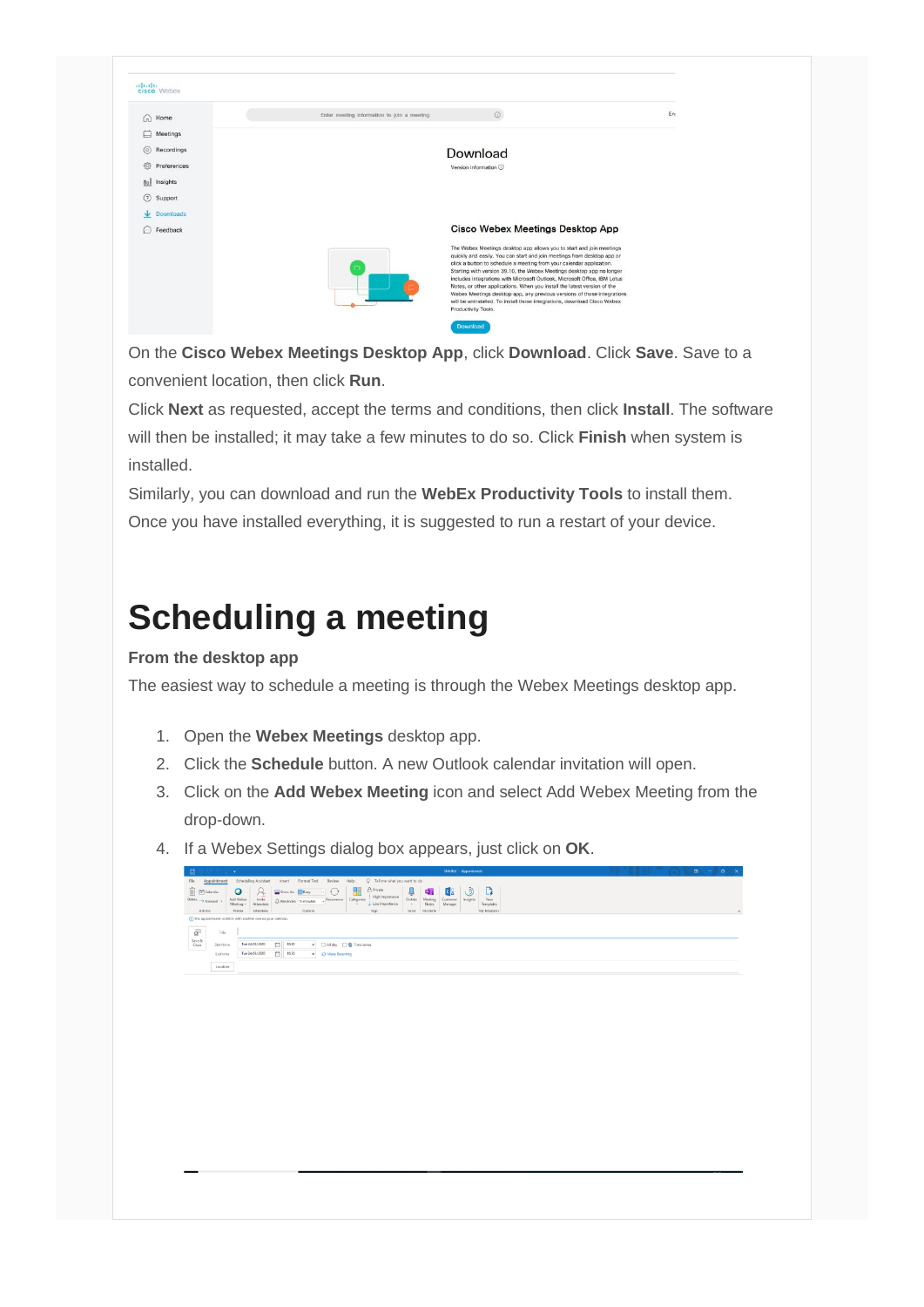On the **Cisco Webex Meetings Desktop App**, click **Download**. Click **Save**. Save to a convenient location, then click **Run**.

Click **Next** as requested, accept the terms and conditions, then click **Install**. The software will then be installed; it may take a few minutes to do so. Click **Finish** when system is installed.

Similarly, you can download and run the **WebEx Productivity Tools** to install them.

Once you have installed everything, it is suggested to run a restart of your device.

# Scheduling a meeting

### From the desktop app

The easiest way to schedule a meeting is through the Webex Meetings desktop app.

1. Open the **Webex Meetings** desktop app.
2. Click the **Schedule** button. A new Outlook calendar invitation will open.
3. Click on the **Add Webex Meeting** icon and select Add Webex Meeting from the drop-down.
4. If a Webex Settings dialog box appears, just click on **OK**.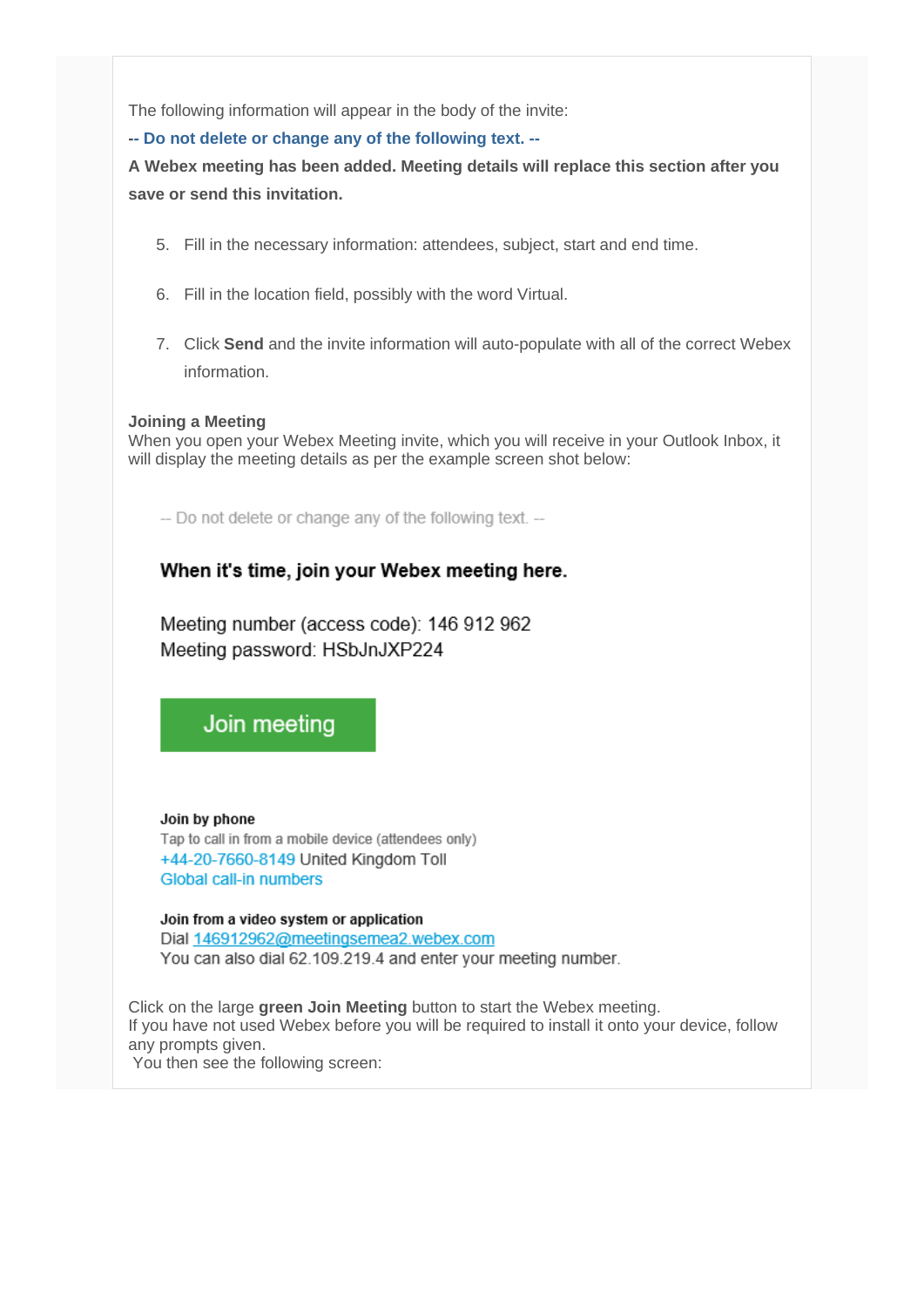The following information will appear in the body of the invite:

**-- Do not delete or change any of the following text. --**

**A Webex meeting has been added. Meeting details will replace this section after you save or send this invitation.**

5. Fill in the necessary information: attendees, subject, start and end time.
6. Fill in the location field, possibly with the word Virtual.
7. Click **Send** and the invite information will auto-populate with all of the correct Webex information.

**Joining a Meeting**

When you open your Webex Meeting invite, which you will receive in your Outlook Inbox, it will display the meeting details as per the example screen shot below:

-- Do not delete or change any of the following text. --

**When it's time, join your Webex meeting here.**

Meeting number (access code): 146 912 962
Meeting password: HSbJnJXP224

Join meeting

**Join by phone**
Tap to call in from a mobile device (attendees only)
+44-20-7660-8149 United Kingdom Toll
Global call-in numbers

**Join from a video system or application**
Dial 146912962@meetingsemea2.webex.com
You can also dial 62.109.219.4 and enter your meeting number.

Click on the large **green Join Meeting** button to start the Webex meeting.
If you have not used Webex before you will be required to install it onto your device, follow any prompts given.
You then see the following screen: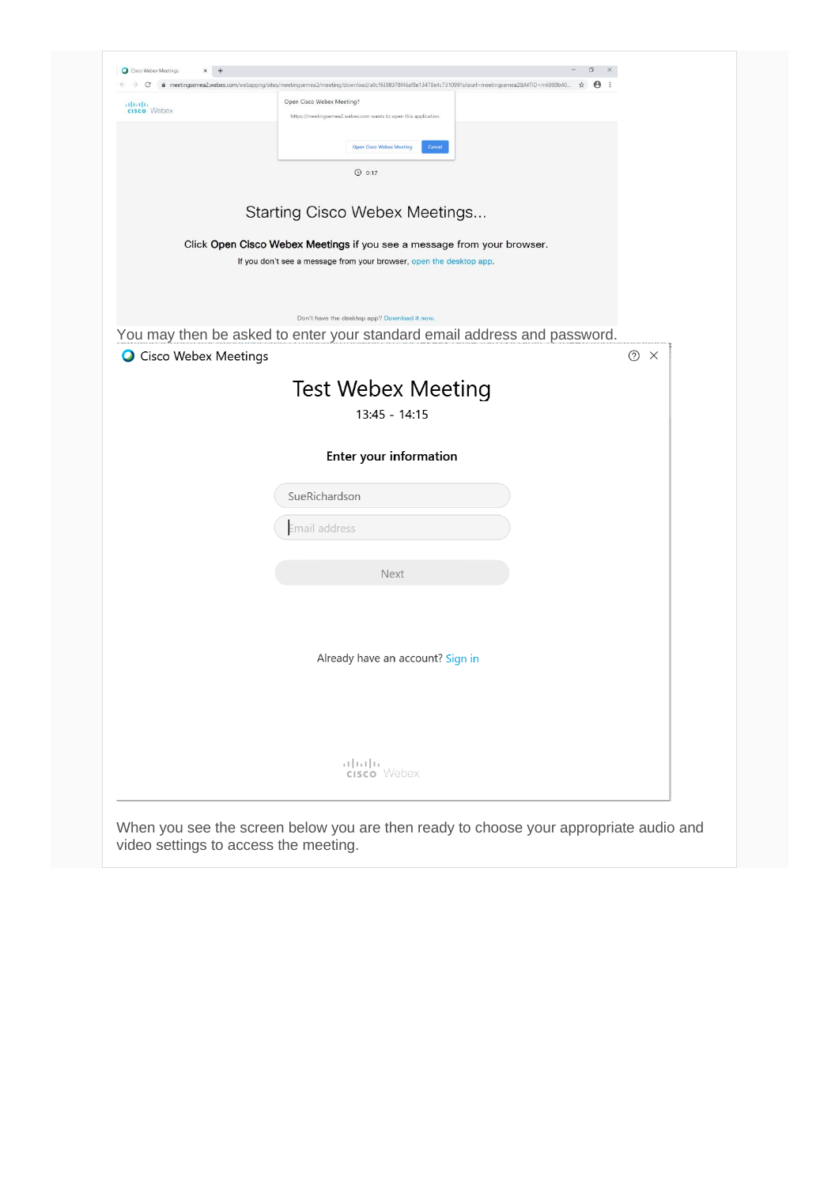Starting Cisco Webex Meetings...

Click **Open Cisco Webex Meetings** if you see a message from your browser.

If you don't see a message from your browser, open the desktop app.

Don't have the desktop app? Download it now.

You may then be asked to enter your standard email address and password.

Cisco Webex Meetings

Test Webex Meeting

13:45 - 14:15

**Enter your information**

SueRichardson

Email address

Next

Already have an account? Sign in

When you see the screen below you are then ready to choose your appropriate audio and video settings to access the meeting.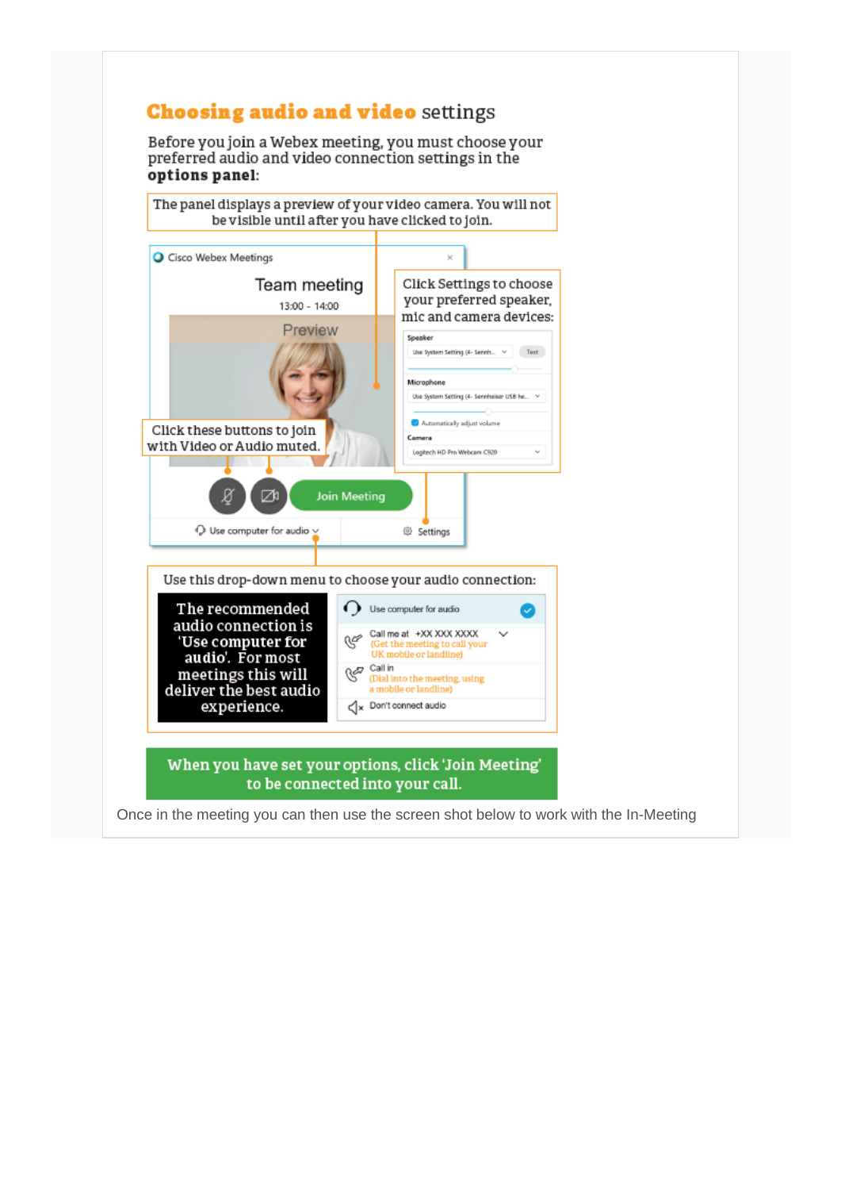## Choosing audio and video settings

Before you join a Webex meeting, you must choose your preferred audio and video connection settings in the **options panel**:

The panel displays a preview of your video camera. You will not be visible until after you have clicked to join.

Cisco Webex Meetings

Team meeting

13:00 - 14:00

Preview

Click Settings to choose your preferred speaker, mic and camera devices:

Speaker

Use System Setting (4- Sennh...

Test

Microphone

Use System Setting (4- Sennheiser USB he...

Automatically adjust volume

Camera

Logitech HD Pro Webcam C920

Click these buttons to join with Video or Audio muted.

Join Meeting

Use computer for audio

Settings

Use this drop-down menu to choose your audio connection:

**The recommended audio connection is 'Use computer for audio'. For most meetings this will deliver the best audio experience.**

- Use computer for audio
- Call me at +XX XXX XXXX (Get the meeting to call your UK mobile or landline)
- Call in (Dial into the meeting, using a mobile or landline)
- Don't connect audio

**When you have set your options, click 'Join Meeting' to be connected into your call.**

Once in the meeting you can then use the screen shot below to work with the In-Meeting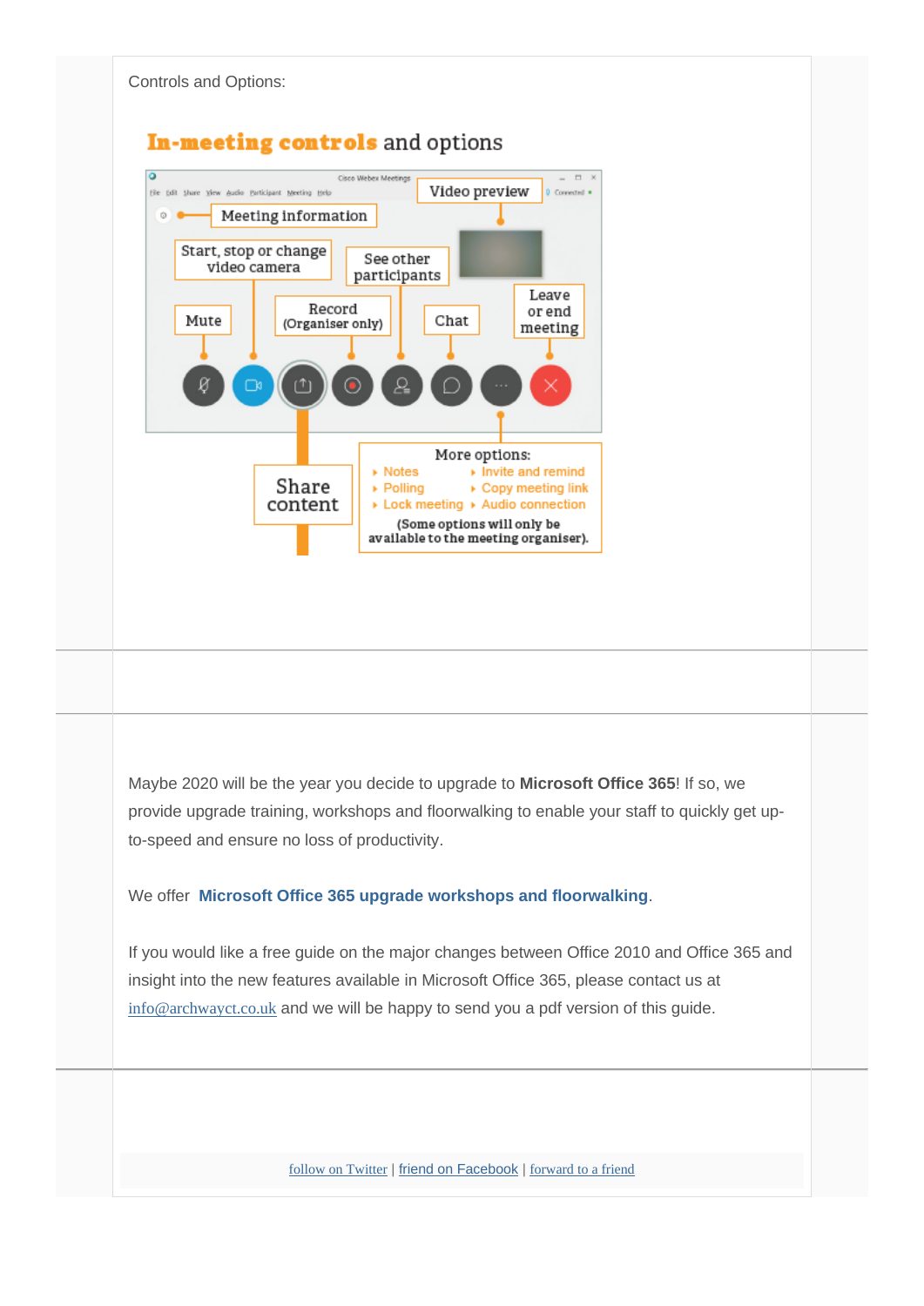Controls and Options:

## In-meeting controls and options

Cisco Webex Meetings

- Video preview
- Meeting information
- Start, stop or change video camera
- See other participants
- Leave or end meeting
- Mute
- Record (Organiser only)
- Chat
- Share content

More options:

- Notes
- Polling
- Lock meeting
- Invite and remind
- Copy meeting link
- Audio connection

(Some options will only be available to the meeting organiser).

Maybe 2020 will be the year you decide to upgrade to **Microsoft Office 365**! If so, we provide upgrade training, workshops and floorwalking to enable your staff to quickly get up-to-speed and ensure no loss of productivity.

We offer **Microsoft Office 365 upgrade workshops and floorwalking**.

If you would like a free guide on the major changes between Office 2010 and Office 365 and insight into the new features available in Microsoft Office 365, please contact us at info@archwayct.co.uk and we will be happy to send you a pdf version of this guide.

follow on Twitter | friend on Facebook | forward to a friend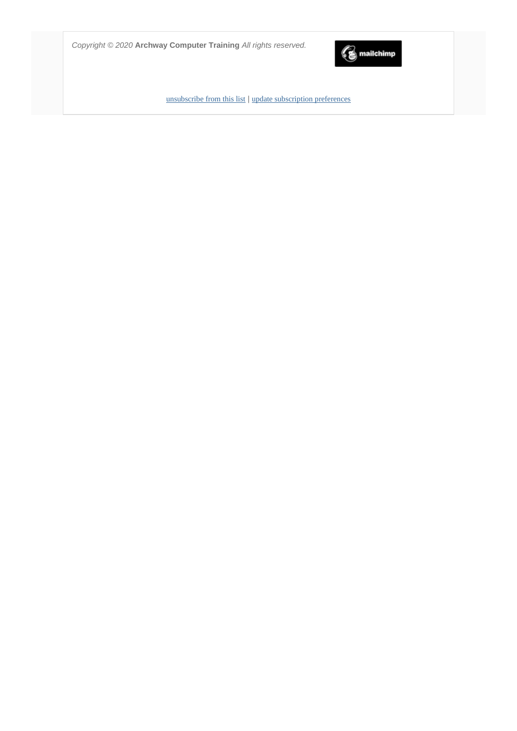*Copyright © 2020* **Archway Computer Training** *All rights reserved.*

unsubscribe from this list | update subscription preferences